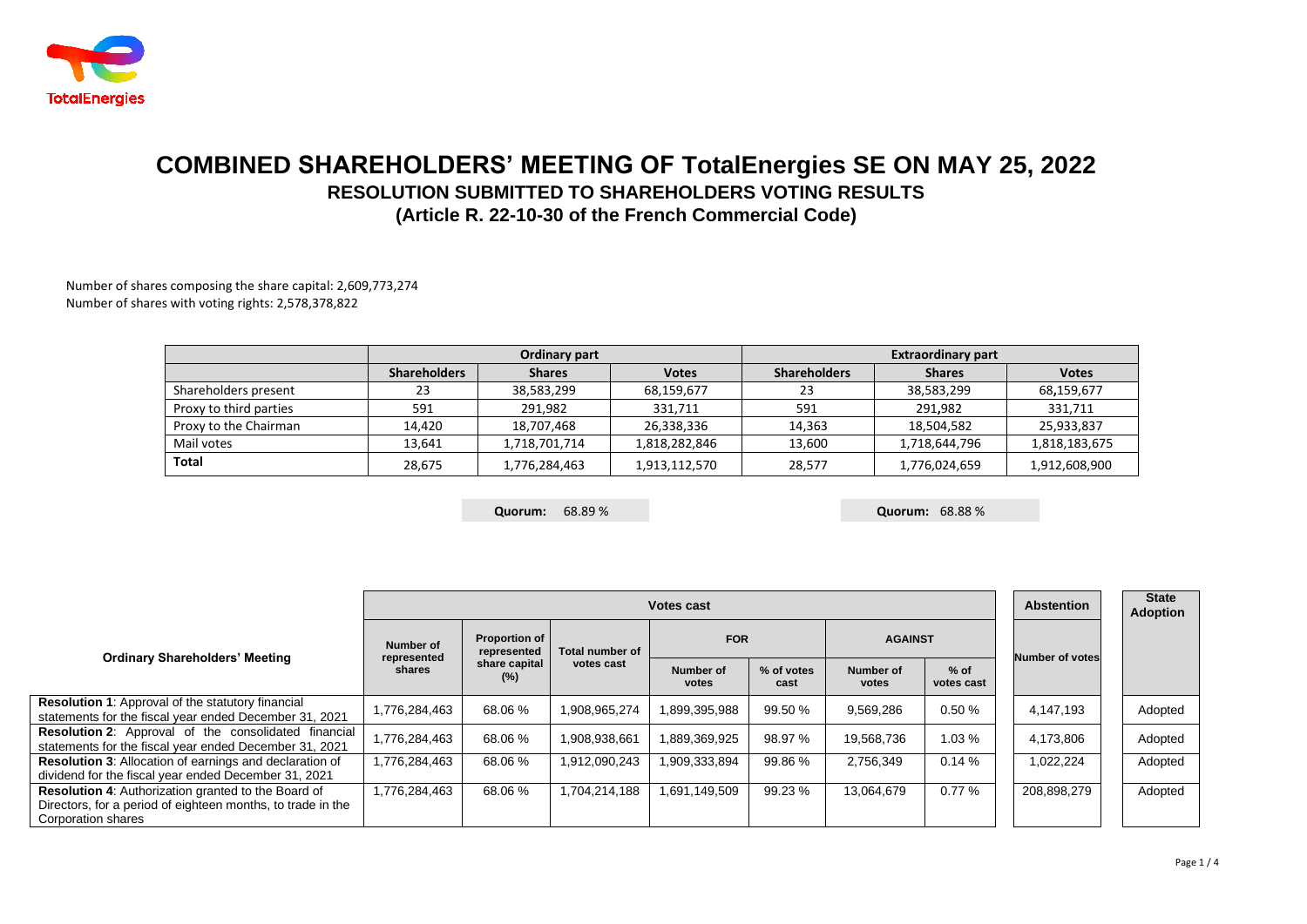# COMBINED SHAREHOLDERS' MEETING OF TotalEnergies SE ON MAY 25, 2022

## RESOLUTION SUBMITTED TO SHAREHOLDERS VOTING RESULTS

### (Article R. 22-10-30 of the French Commercial Code)

Number of shares composing the share capital: 2,609,773,274
Number of shares with voting rights: 2,578,378,822

| | Ordinary part | | | Extraordinary part | | |
|---|---|---|---|---|---|---|
| | Shareholders | Shares | Votes | Shareholders | Shares | Votes |
| Shareholders present | 23 | 38,583,299 | 68,159,677 | 23 | 38,583,299 | 68,159,677 |
| Proxy to third parties | 591 | 291,982 | 331,711 | 591 | 291,982 | 331,711 |
| Proxy to the Chairman | 14,420 | 18,707,468 | 26,338,336 | 14,363 | 18,504,582 | 25,933,837 |
| Mail votes | 13,641 | 1,718,701,714 | 1,818,282,846 | 13,600 | 1,718,644,796 | 1,818,183,675 |
| **Total** | 28,675 | 1,776,284,463 | 1,913,112,570 | 28,577 | 1,776,024,659 | 1,912,608,900 |

**Quorum:** 68.89 % (Ordinary part)

**Quorum:** 68.88 % (Extraordinary part)

| Ordinary Shareholders' Meeting | Votes cast | | | | | | | Abstention | State Adoption |
|---|---|---|---|---|---|---|---|---|---|
| | Number of represented shares | Proportion of represented share capital (%) | Total number of votes cast | FOR | | AGAINST | | Number of votes | |
| | | | | Number of votes | % of votes cast | Number of votes | % of votes cast | | |
| **Resolution 1**: Approval of the statutory financial statements for the fiscal year ended December 31, 2021 | 1,776,284,463 | 68.06 % | 1,908,965,274 | 1,899,395,988 | 99.50 % | 9,569,286 | 0.50 % | 4,147,193 | Adopted |
| **Resolution 2**: Approval of the consolidated financial statements for the fiscal year ended December 31, 2021 | 1,776,284,463 | 68.06 % | 1,908,938,661 | 1,889,369,925 | 98.97 % | 19,568,736 | 1.03 % | 4,173,806 | Adopted |
| **Resolution 3**: Allocation of earnings and declaration of dividend for the fiscal year ended December 31, 2021 | 1,776,284,463 | 68.06 % | 1,912,090,243 | 1,909,333,894 | 99.86 % | 2,756,349 | 0.14 % | 1,022,224 | Adopted |
| **Resolution 4**: Authorization granted to the Board of Directors, for a period of eighteen months, to trade in the Corporation shares | 1,776,284,463 | 68.06 % | 1,704,214,188 | 1,691,149,509 | 99.23 % | 13,064,679 | 0.77 % | 208,898,279 | Adopted |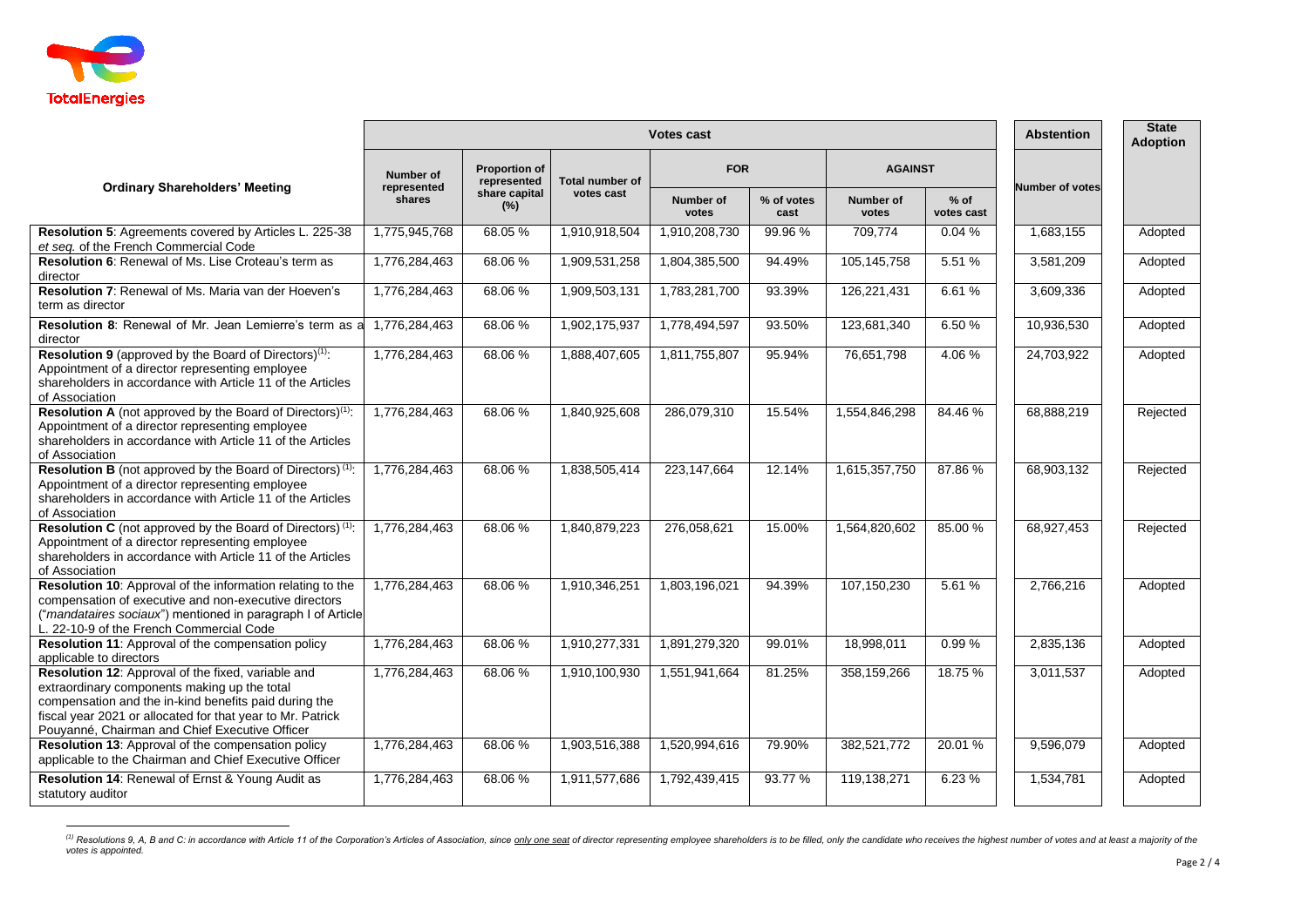| Ordinary Shareholders' Meeting | Votes cast | | | | | | | Abstention | State Adoption |
|---|---|---|---|---|---|---|---|---|---|
| | Number of represented shares | Proportion of represented share capital (%) | Total number of votes cast | FOR | | AGAINST | | Number of votes | |
| | | | | Number of votes | % of votes cast | Number of votes | % of votes cast | | |
| **Resolution 5**: Agreements covered by Articles L. 225-38 *et seq.* of the French Commercial Code | 1,775,945,768 | 68.05 % | 1,910,918,504 | 1,910,208,730 | 99.96 % | 709,774 | 0.04 % | 1,683,155 | Adopted |
| **Resolution 6**: Renewal of Ms. Lise Croteau's term as director | 1,776,284,463 | 68.06 % | 1,909,531,258 | 1,804,385,500 | 94.49% | 105,145,758 | 5.51 % | 3,581,209 | Adopted |
| **Resolution 7**: Renewal of Ms. Maria van der Hoeven's term as director | 1,776,284,463 | 68.06 % | 1,909,503,131 | 1,783,281,700 | 93.39% | 126,221,431 | 6.61 % | 3,609,336 | Adopted |
| **Resolution 8**: Renewal of Mr. Jean Lemierre's term as a director | 1,776,284,463 | 68.06 % | 1,902,175,937 | 1,778,494,597 | 93.50% | 123,681,340 | 6.50 % | 10,936,530 | Adopted |
| **Resolution 9** (approved by the Board of Directors)[(1)]: Appointment of a director representing employee shareholders in accordance with Article 11 of the Articles of Association | 1,776,284,463 | 68.06 % | 1,888,407,605 | 1,811,755,807 | 95.94% | 76,651,798 | 4.06 % | 24,703,922 | Adopted |
| **Resolution A** (not approved by the Board of Directors)[(1)]: Appointment of a director representing employee shareholders in accordance with Article 11 of the Articles of Association | 1,776,284,463 | 68.06 % | 1,840,925,608 | 286,079,310 | 15.54% | 1,554,846,298 | 84.46 % | 68,888,219 | Rejected |
| **Resolution B** (not approved by the Board of Directors)[(1)]: Appointment of a director representing employee shareholders in accordance with Article 11 of the Articles of Association | 1,776,284,463 | 68.06 % | 1,838,505,414 | 223,147,664 | 12.14% | 1,615,357,750 | 87.86 % | 68,903,132 | Rejected |
| **Resolution C** (not approved by the Board of Directors)[(1)]: Appointment of a director representing employee shareholders in accordance with Article 11 of the Articles of Association | 1,776,284,463 | 68.06 % | 1,840,879,223 | 276,058,621 | 15.00% | 1,564,820,602 | 85.00 % | 68,927,453 | Rejected |
| **Resolution 10**: Approval of the information relating to the compensation of executive and non-executive directors ("*mandataires sociaux*") mentioned in paragraph I of Article L. 22-10-9 of the French Commercial Code | 1,776,284,463 | 68.06 % | 1,910,346,251 | 1,803,196,021 | 94.39% | 107,150,230 | 5.61 % | 2,766,216 | Adopted |
| **Resolution 11**: Approval of the compensation policy applicable to directors | 1,776,284,463 | 68.06 % | 1,910,277,331 | 1,891,279,320 | 99.01% | 18,998,011 | 0.99 % | 2,835,136 | Adopted |
| **Resolution 12**: Approval of the fixed, variable and extraordinary components making up the total compensation and the in-kind benefits paid during the fiscal year 2021 or allocated for that year to Mr. Patrick Pouyanné, Chairman and Chief Executive Officer | 1,776,284,463 | 68.06 % | 1,910,100,930 | 1,551,941,664 | 81.25% | 358,159,266 | 18.75 % | 3,011,537 | Adopted |
| **Resolution 13**: Approval of the compensation policy applicable to the Chairman and Chief Executive Officer | 1,776,284,463 | 68.06 % | 1,903,516,388 | 1,520,994,616 | 79.90% | 382,521,772 | 20.01 % | 9,596,079 | Adopted |
| **Resolution 14**: Renewal of Ernst & Young Audit as statutory auditor | 1,776,284,463 | 68.06 % | 1,911,577,686 | 1,792,439,415 | 93.77 % | 119,138,271 | 6.23 % | 1,534,781 | Adopted |

*[(1)] Resolutions 9, A, B and C: in accordance with Article 11 of the Corporation's Articles of Association, since only one seat of director representing employee shareholders is to be filled, only the candidate who receives the highest number of votes and at least a majority of the votes is appointed.*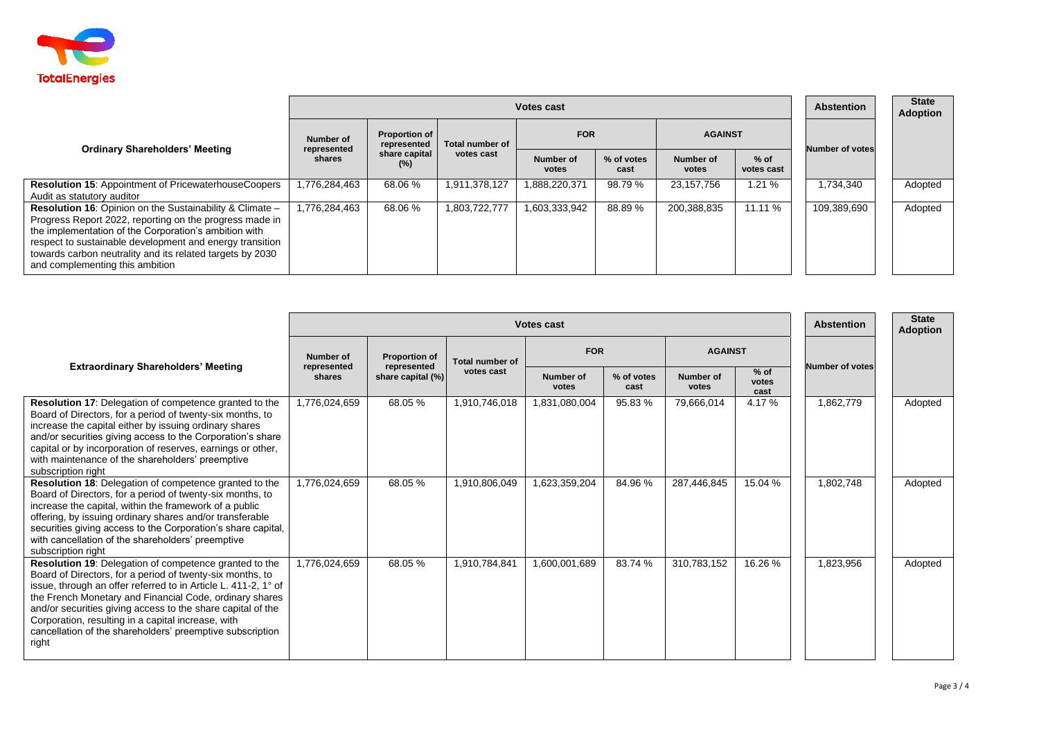| Ordinary Shareholders' Meeting | Votes cast | | | | | | | Abstention | State Adoption |
|---|---|---|---|---|---|---|---|---|---|
| | Number of represented shares | Proportion of represented share capital (%) | Total number of votes cast | FOR | | AGAINST | | Number of votes | |
| | | | | Number of votes | % of votes cast | Number of votes | % of votes cast | | |
| **Resolution 15**: Appointment of PricewaterhouseCoopers Audit as statutory auditor | 1,776,284,463 | 68.06 % | 1,911,378,127 | 1,888,220,371 | 98.79 % | 23,157,756 | 1.21 % | 1,734,340 | Adopted |
| **Resolution 16**: Opinion on the Sustainability & Climate – Progress Report 2022, reporting on the progress made in the implementation of the Corporation's ambition with respect to sustainable development and energy transition towards carbon neutrality and its related targets by 2030 and complementing this ambition | 1,776,284,463 | 68.06 % | 1,803,722,777 | 1,603,333,942 | 88.89 % | 200,388,835 | 11.11 % | 109,389,690 | Adopted |

| Extraordinary Shareholders' Meeting | Votes cast | | | | | | | Abstention | State Adoption |
|---|---|---|---|---|---|---|---|---|---|
| | Number of represented shares | Proportion of represented share capital (%) | Total number of votes cast | FOR | | AGAINST | | Number of votes | |
| | | | | Number of votes | % of votes cast | Number of votes | % of votes cast | | |
| **Resolution 17**: Delegation of competence granted to the Board of Directors, for a period of twenty-six months, to increase the capital either by issuing ordinary shares and/or securities giving access to the Corporation's share capital or by incorporation of reserves, earnings or other, with maintenance of the shareholders' preemptive subscription right | 1,776,024,659 | 68.05 % | 1,910,746,018 | 1,831,080,004 | 95.83 % | 79,666,014 | 4.17 % | 1,862,779 | Adopted |
| **Resolution 18**: Delegation of competence granted to the Board of Directors, for a period of twenty-six months, to increase the capital, within the framework of a public offering, by issuing ordinary shares and/or transferable securities giving access to the Corporation's share capital, with cancellation of the shareholders' preemptive subscription right | 1,776,024,659 | 68.05 % | 1,910,806,049 | 1,623,359,204 | 84.96 % | 287,446,845 | 15.04 % | 1,802,748 | Adopted |
| **Resolution 19**: Delegation of competence granted to the Board of Directors, for a period of twenty-six months, to issue, through an offer referred to in Article L. 411-2, 1° of the French Monetary and Financial Code, ordinary shares and/or securities giving access to the share capital of the Corporation, resulting in a capital increase, with cancellation of the shareholders' preemptive subscription right | 1,776,024,659 | 68.05 % | 1,910,784,841 | 1,600,001,689 | 83.74 % | 310,783,152 | 16.26 % | 1,823,956 | Adopted |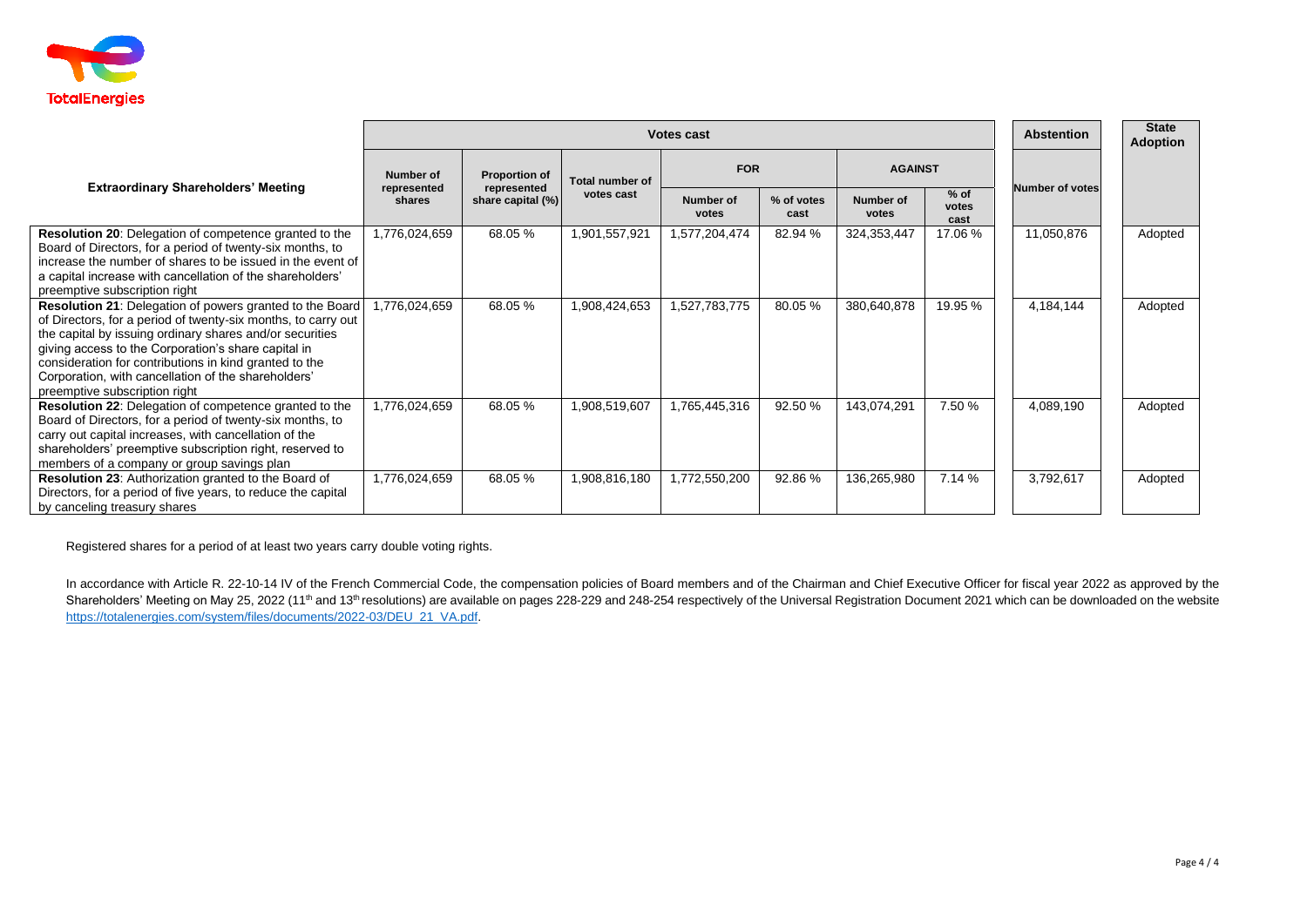| Extraordinary Shareholders' Meeting | Votes cast | | | | | | | Abstention | State Adoption |
|---|---|---|---|---|---|---|---|---|---|
| | Number of represented shares | Proportion of represented share capital (%) | Total number of votes cast | FOR | | AGAINST | | Number of votes | |
| | | | | Number of votes | % of votes cast | Number of votes | % of votes cast | | |
| **Resolution 20**: Delegation of competence granted to the Board of Directors, for a period of twenty-six months, to increase the number of shares to be issued in the event of a capital increase with cancellation of the shareholders' preemptive subscription right | 1,776,024,659 | 68.05 % | 1,901,557,921 | 1,577,204,474 | 82.94 % | 324,353,447 | 17.06 % | 11,050,876 | Adopted |
| **Resolution 21**: Delegation of powers granted to the Board of Directors, for a period of twenty-six months, to carry out the capital by issuing ordinary shares and/or securities giving access to the Corporation's share capital in consideration for contributions in kind granted to the Corporation, with cancellation of the shareholders' preemptive subscription right | 1,776,024,659 | 68.05 % | 1,908,424,653 | 1,527,783,775 | 80.05 % | 380,640,878 | 19.95 % | 4,184,144 | Adopted |
| **Resolution 22**: Delegation of competence granted to the Board of Directors, for a period of twenty-six months, to carry out capital increases, with cancellation of the shareholders' preemptive subscription right, reserved to members of a company or group savings plan | 1,776,024,659 | 68.05 % | 1,908,519,607 | 1,765,445,316 | 92.50 % | 143,074,291 | 7.50 % | 4,089,190 | Adopted |
| **Resolution 23**: Authorization granted to the Board of Directors, for a period of five years, to reduce the capital by canceling treasury shares | 1,776,024,659 | 68.05 % | 1,908,816,180 | 1,772,550,200 | 92.86 % | 136,265,980 | 7.14 % | 3,792,617 | Adopted |

Registered shares for a period of at least two years carry double voting rights.

In accordance with Article R. 22-10-14 IV of the French Commercial Code, the compensation policies of Board members and of the Chairman and Chief Executive Officer for fiscal year 2022 as approved by the Shareholders' Meeting on May 25, 2022 (11th and 13th resolutions) are available on pages 228-229 and 248-254 respectively of the Universal Registration Document 2021 which can be downloaded on the website https://totalenergies.com/system/files/documents/2022-03/DEU_21_VA.pdf.